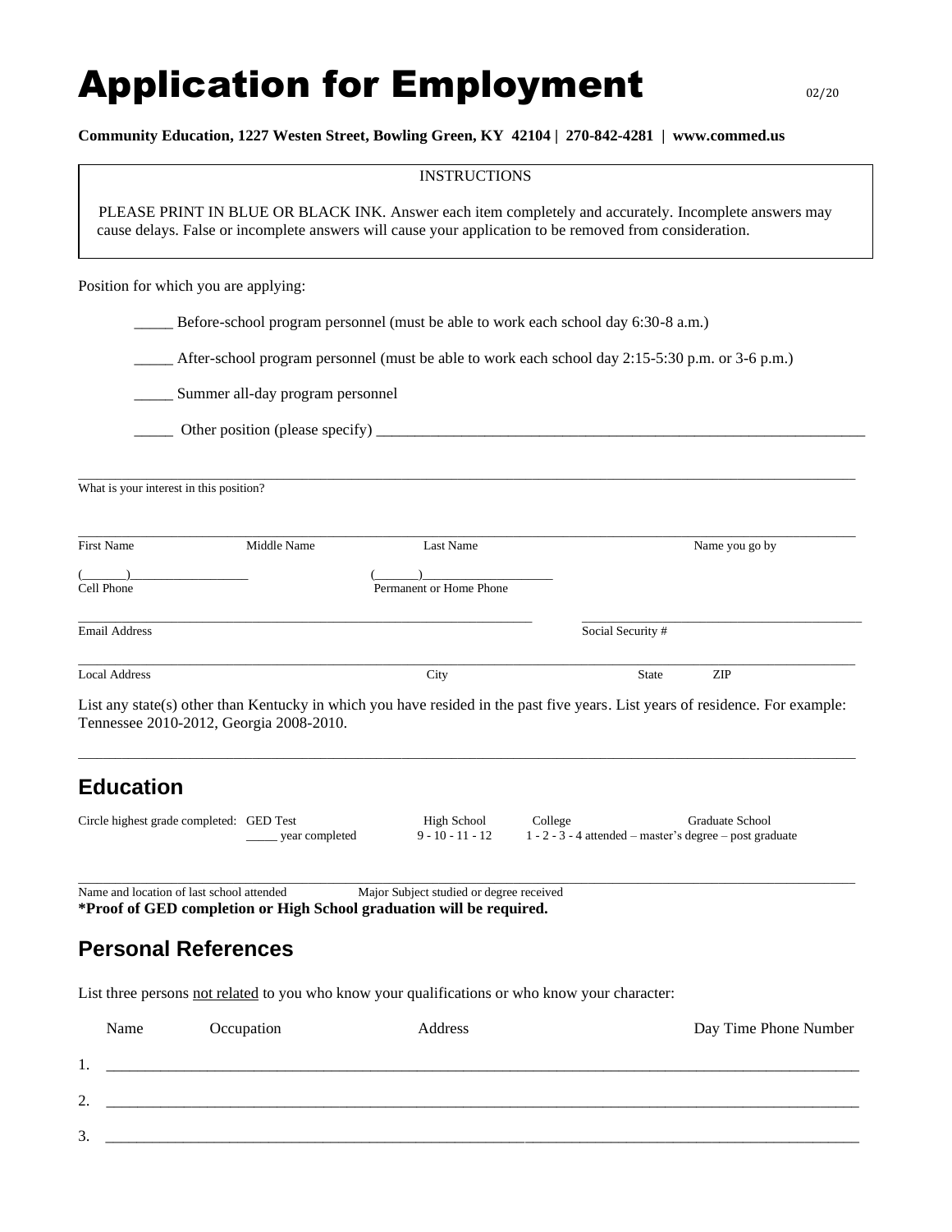# Application for Employment

02/20

**Community Education, 1227 Westen Street, Bowling Green, KY 42104 | 270-842-4281 | www.commed.us**

INSTRUCTIONS

PLEASE PRINT IN BLUE OR BLACK INK. Answer each item completely and accurately. Incomplete answers may cause delays. False or incomplete answers will cause your application to be removed from consideration.

Position for which you are applying:

_____ Before-school program personnel (must be able to work each school day 6:30-8 a.m.)

_____ After-school program personnel (must be able to work each school day 2:15-5:30 p.m. or 3-6 p.m.)

_____ Summer all-day program personnel

_____ Other position (please specify) ________________________________________________________________

_______________________________________________________________________________________________

What is your interest in this position?

_______________________________________________________________________________________________

First Name | Middle Name | Last Name | Name you go by

(_______)__________________ (_______)____________________

Cell Phone | Permanent or Home Phone

_______________________________________________ ______________________________

Email Address | Social Security #

_______________________________________________________________________________________________

Local Address | City | State | ZIP

List any state(s) other than Kentucky in which you have resided in the past five years. List years of residence. For example: Tennessee 2010-2012, Georgia 2008-2010.

_______________________________________________________________________________________________

## Education

Circle highest grade completed: GED Test _____ year completed | High School 9 - 10 - 11 - 12 | College 1 - 2 - 3 - 4 attended – master's degree – post graduate | Graduate School

_______________________________________________________________________________________________

Name and location of last school attended | Major Subject studied or degree received

**\*Proof of GED completion or High School graduation will be required.**

## Personal References

List three persons not related to you who know your qualifications or who know your character:

| | Name | Occupation | Address | Day Time Phone Number |
|---|---|---|---|---|
| 1. | | | | |
| 2. | | | | |
| 3. | | | | |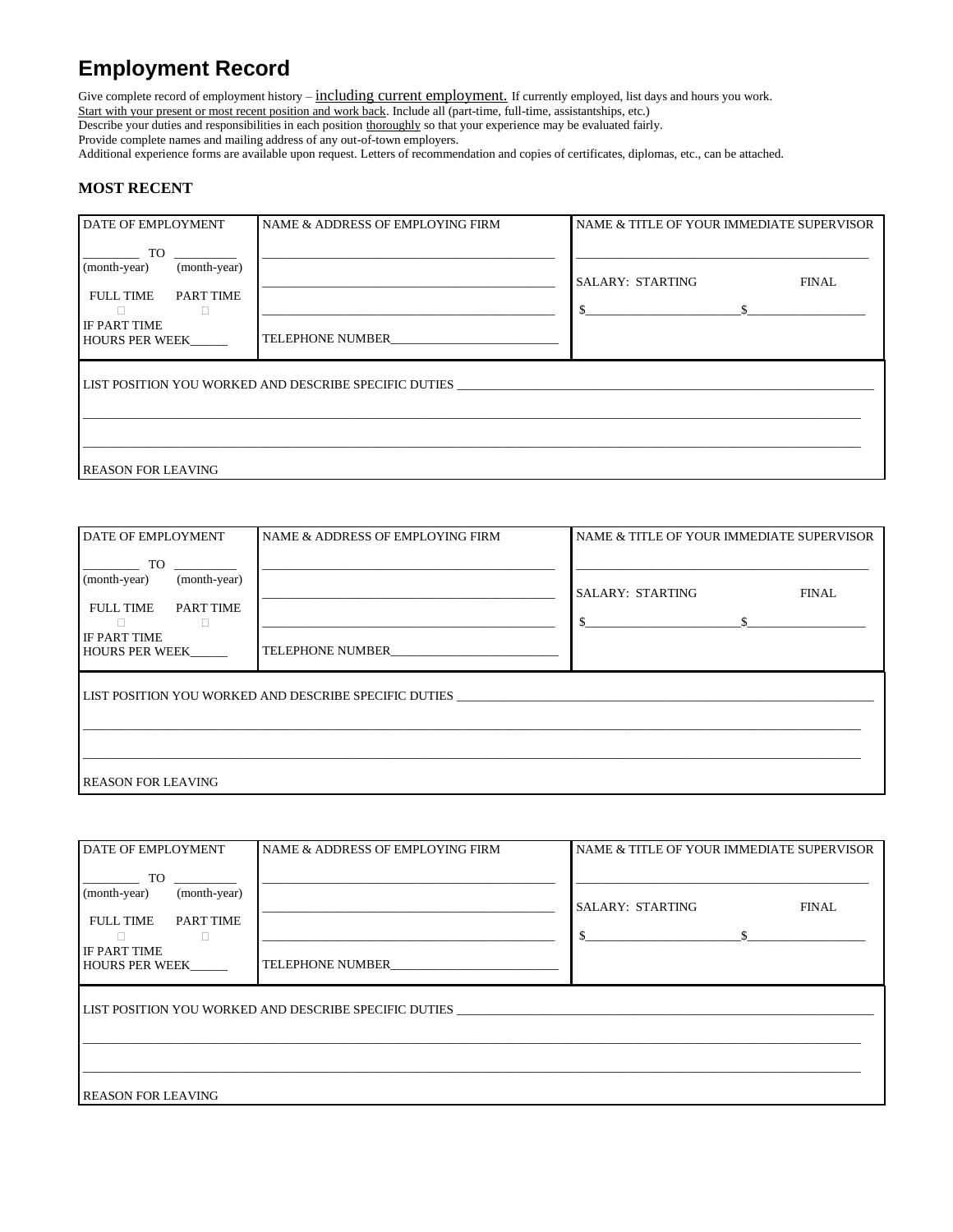# Employment Record

Give complete record of employment history – including current employment. If currently employed, list days and hours you work.
Start with your present or most recent position and work back. Include all (part-time, full-time, assistantships, etc.)
Describe your duties and responsibilities in each position thoroughly so that your experience may be evaluated fairly.
Provide complete names and mailing address of any out-of-town employers.
Additional experience forms are available upon request. Letters of recommendation and copies of certificates, diplomas, etc., can be attached.

### MOST RECENT

| DATE OF EMPLOYMENT | NAME & ADDRESS OF EMPLOYING FIRM | NAME & TITLE OF YOUR IMMEDIATE SUPERVISOR |
|---|---|---|
| _________ TO _________<br>(month-year) (month-year)<br>FULL TIME ☐ PART TIME ☐<br>IF PART TIME<br>HOURS PER WEEK______ | ______________________________<br>______________________________<br>______________________________<br>TELEPHONE NUMBER__________________ | ______________________________<br>SALARY: STARTING FINAL<br>$________________ $________________ |
| LIST POSITION YOU WORKED AND DESCRIBE SPECIFIC DUTIES ______________________________<br>______________________________<br>______________________________<br>REASON FOR LEAVING | | |

| DATE OF EMPLOYMENT | NAME & ADDRESS OF EMPLOYING FIRM | NAME & TITLE OF YOUR IMMEDIATE SUPERVISOR |
|---|---|---|
| _________ TO _________<br>(month-year) (month-year)<br>FULL TIME ☐ PART TIME ☐<br>IF PART TIME<br>HOURS PER WEEK______ | ______________________________<br>______________________________<br>______________________________<br>TELEPHONE NUMBER__________________ | ______________________________<br>SALARY: STARTING FINAL<br>$________________ $________________ |
| LIST POSITION YOU WORKED AND DESCRIBE SPECIFIC DUTIES ______________________________<br>______________________________<br>______________________________<br>REASON FOR LEAVING | | |

| DATE OF EMPLOYMENT | NAME & ADDRESS OF EMPLOYING FIRM | NAME & TITLE OF YOUR IMMEDIATE SUPERVISOR |
|---|---|---|
| _________ TO _________<br>(month-year) (month-year)<br>FULL TIME ☐ PART TIME ☐<br>IF PART TIME<br>HOURS PER WEEK______ | ______________________________<br>______________________________<br>______________________________<br>TELEPHONE NUMBER__________________ | ______________________________<br>SALARY: STARTING FINAL<br>$________________ $________________ |
| LIST POSITION YOU WORKED AND DESCRIBE SPECIFIC DUTIES ______________________________<br>______________________________<br>______________________________<br>REASON FOR LEAVING | | |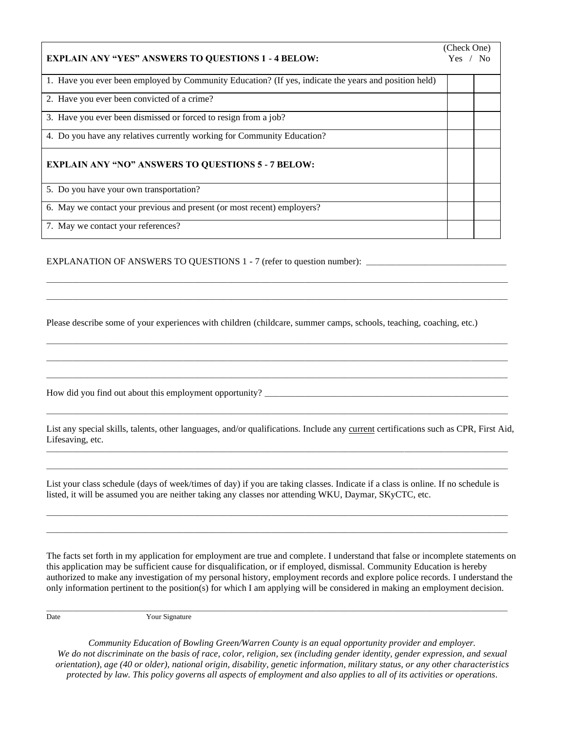| EXPLAIN ANY "YES" ANSWERS TO QUESTIONS 1 - 4 BELOW: | (Check One) Yes | No |
| --- | --- | --- |
| 1. Have you ever been employed by Community Education? (If yes, indicate the years and position held) | | |
| 2. Have you ever been convicted of a crime? | | |
| 3. Have you ever been dismissed or forced to resign from a job? | | |
| 4. Do you have any relatives currently working for Community Education? | | |
| **EXPLAIN ANY "NO" ANSWERS TO QUESTIONS 5 - 7 BELOW:** | | |
| 5. Do you have your own transportation? | | |
| 6. May we contact your previous and present (or most recent) employers? | | |
| 7. May we contact your references? | | |

EXPLANATION OF ANSWERS TO QUESTIONS 1 - 7 (refer to question number): ______________________________

_____________________________________________________________________________________________

_____________________________________________________________________________________________

Please describe some of your experiences with children (childcare, summer camps, schools, teaching, coaching, etc.)

_____________________________________________________________________________________________

_____________________________________________________________________________________________

_____________________________________________________________________________________________

How did you find out about this employment opportunity? _______________________________________________

_____________________________________________________________________________________________

List any special skills, talents, other languages, and/or qualifications. Include any current certifications such as CPR, First Aid, Lifesaving, etc.

_____________________________________________________________________________________________

_____________________________________________________________________________________________

List your class schedule (days of week/times of day) if you are taking classes. Indicate if a class is online. If no schedule is listed, it will be assumed you are neither taking any classes nor attending WKU, Daymar, SKyCTC, etc.

_____________________________________________________________________________________________

_____________________________________________________________________________________________

The facts set forth in my application for employment are true and complete. I understand that false or incomplete statements on this application may be sufficient cause for disqualification, or if employed, dismissal. Community Education is hereby authorized to make any investigation of my personal history, employment records and explore police records. I understand the only information pertinent to the position(s) for which I am applying will be considered in making an employment decision.

_____________________________________________________________________________________________

Date Your Signature

*Community Education of Bowling Green/Warren County is an equal opportunity provider and employer. We do not discriminate on the basis of race, color, religion, sex (including gender identity, gender expression, and sexual orientation), age (40 or older), national origin, disability, genetic information, military status, or any other characteristics protected by law. This policy governs all aspects of employment and also applies to all of its activities or operations.*